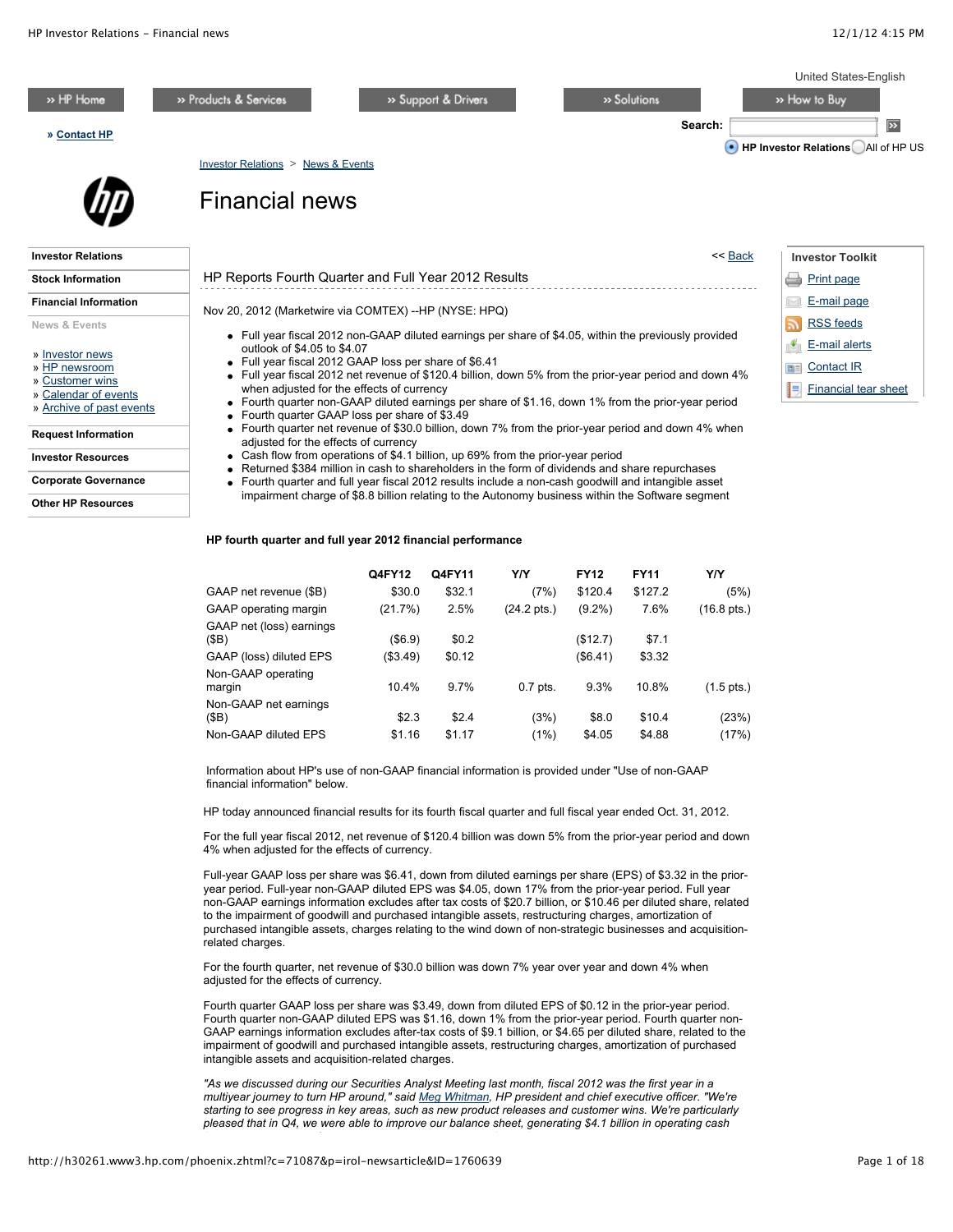# Financial news

## HP Reports Fourth Quarter and Full Year 2012 Results

Nov 20, 2012 (Marketwire via COMTEX) --HP (NYSE: HPQ)

- Full year fiscal 2012 non-GAAP diluted earnings per share of $4.05, within the previously provided outlook of $4.05 to $4.07
- Full year fiscal 2012 GAAP loss per share of $6.41
- Full year fiscal 2012 net revenue of $120.4 billion, down 5% from the prior-year period and down 4% when adjusted for the effects of currency
- Fourth quarter non-GAAP diluted earnings per share of $1.16, down 1% from the prior-year period
- Fourth quarter GAAP loss per share of $3.49
- Fourth quarter net revenue of $30.0 billion, down 7% from the prior-year period and down 4% when adjusted for the effects of currency
- Cash flow from operations of $4.1 billion, up 69% from the prior-year period
- Returned $384 million in cash to shareholders in the form of dividends and share repurchases
- Fourth quarter and full year fiscal 2012 results include a non-cash goodwill and intangible asset impairment charge of $8.8 billion relating to the Autonomy business within the Software segment

**HP fourth quarter and full year 2012 financial performance**

| | Q4FY12 | Q4FY11 | Y/Y | FY12 | FY11 | Y/Y |
|---|---|---|---|---|---|---|
| GAAP net revenue ($B) | $30.0 | $32.1 | (7%) | $120.4 | $127.2 | (5%) |
| GAAP operating margin | (21.7%) | 2.5% | (24.2 pts.) | (9.2%) | 7.6% | (16.8 pts.) |
| GAAP net (loss) earnings ($B) | ($6.9) | $0.2 | | ($12.7) | $7.1 | |
| GAAP (loss) diluted EPS | ($3.49) | $0.12 | | ($6.41) | $3.32 | |
| Non-GAAP operating margin | 10.4% | 9.7% | 0.7 pts. | 9.3% | 10.8% | (1.5 pts.) |
| Non-GAAP net earnings ($B) | $2.3 | $2.4 | (3%) | $8.0 | $10.4 | (23%) |
| Non-GAAP diluted EPS | $1.16 | $1.17 | (1%) | $4.05 | $4.88 | (17%) |

Information about HP's use of non-GAAP financial information is provided under "Use of non-GAAP financial information" below.

HP today announced financial results for its fourth fiscal quarter and full fiscal year ended Oct. 31, 2012.

For the full year fiscal 2012, net revenue of $120.4 billion was down 5% from the prior-year period and down 4% when adjusted for the effects of currency.

Full-year GAAP loss per share was $6.41, down from diluted earnings per share (EPS) of $3.32 in the prior-year period. Full-year non-GAAP diluted EPS was $4.05, down 17% from the prior-year period. Full year non-GAAP earnings information excludes after tax costs of $20.7 billion, or $10.46 per diluted share, related to the impairment of goodwill and purchased intangible assets, restructuring charges, amortization of purchased intangible assets, charges relating to the wind down of non-strategic businesses and acquisition-related charges.

For the fourth quarter, net revenue of $30.0 billion was down 7% year over year and down 4% when adjusted for the effects of currency.

Fourth quarter GAAP loss per share was $3.49, down from diluted EPS of $0.12 in the prior-year period. Fourth quarter non-GAAP diluted EPS was $1.16, down 1% from the prior-year period. Fourth quarter non-GAAP earnings information excludes after-tax costs of $9.1 billion, or $4.65 per diluted share, related to the impairment of goodwill and purchased intangible assets, restructuring charges, amortization of purchased intangible assets and acquisition-related charges.

*"As we discussed during our Securities Analyst Meeting last month, fiscal 2012 was the first year in a multiyear journey to turn HP around," said Meg Whitman, HP president and chief executive officer. "We're starting to see progress in key areas, such as new product releases and customer wins. We're particularly pleased that in Q4, we were able to improve our balance sheet, generating $4.1 billion in operating cash*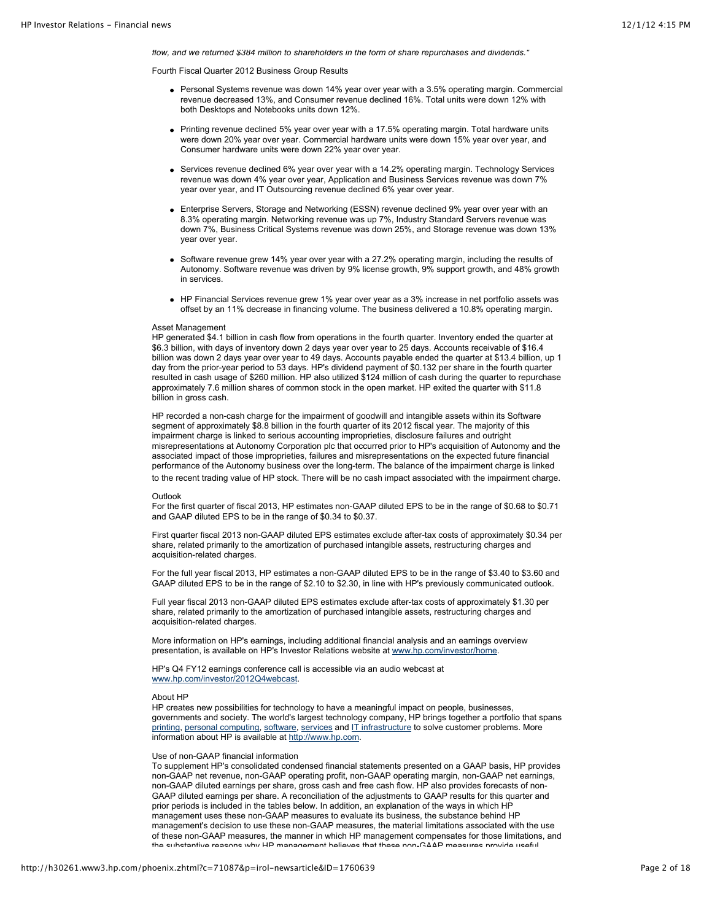*flow, and we returned $384 million to shareholders in the form of share repurchases and dividends."*

Fourth Fiscal Quarter 2012 Business Group Results

- Personal Systems revenue was down 14% year over year with a 3.5% operating margin. Commercial revenue decreased 13%, and Consumer revenue declined 16%. Total units were down 12% with both Desktops and Notebooks units down 12%.
- Printing revenue declined 5% year over year with a 17.5% operating margin. Total hardware units were down 20% year over year. Commercial hardware units were down 15% year over year, and Consumer hardware units were down 22% year over year.
- Services revenue declined 6% year over year with a 14.2% operating margin. Technology Services revenue was down 4% year over year, Application and Business Services revenue was down 7% year over year, and IT Outsourcing revenue declined 6% year over year.
- Enterprise Servers, Storage and Networking (ESSN) revenue declined 9% year over year with an 8.3% operating margin. Networking revenue was up 7%, Industry Standard Servers revenue was down 7%, Business Critical Systems revenue was down 25%, and Storage revenue was down 13% year over year.
- Software revenue grew 14% year over year with a 27.2% operating margin, including the results of Autonomy. Software revenue was driven by 9% license growth, 9% support growth, and 48% growth in services.
- HP Financial Services revenue grew 1% year over year as a 3% increase in net portfolio assets was offset by an 11% decrease in financing volume. The business delivered a 10.8% operating margin.

Asset Management

HP generated $4.1 billion in cash flow from operations in the fourth quarter. Inventory ended the quarter at $6.3 billion, with days of inventory down 2 days year over year to 25 days. Accounts receivable of $16.4 billion was down 2 days year over year to 49 days. Accounts payable ended the quarter at $13.4 billion, up 1 day from the prior-year period to 53 days. HP's dividend payment of $0.132 per share in the fourth quarter resulted in cash usage of $260 million. HP also utilized $124 million of cash during the quarter to repurchase approximately 7.6 million shares of common stock in the open market. HP exited the quarter with $11.8 billion in gross cash.

HP recorded a non-cash charge for the impairment of goodwill and intangible assets within its Software segment of approximately $8.8 billion in the fourth quarter of its 2012 fiscal year. The majority of this impairment charge is linked to serious accounting improprieties, disclosure failures and outright misrepresentations at Autonomy Corporation plc that occurred prior to HP's acquisition of Autonomy and the associated impact of those improprieties, failures and misrepresentations on the expected future financial performance of the Autonomy business over the long-term. The balance of the impairment charge is linked to the recent trading value of HP stock. There will be no cash impact associated with the impairment charge.

Outlook

For the first quarter of fiscal 2013, HP estimates non-GAAP diluted EPS to be in the range of $0.68 to $0.71 and GAAP diluted EPS to be in the range of $0.34 to $0.37.

First quarter fiscal 2013 non-GAAP diluted EPS estimates exclude after-tax costs of approximately $0.34 per share, related primarily to the amortization of purchased intangible assets, restructuring charges and acquisition-related charges.

For the full year fiscal 2013, HP estimates a non-GAAP diluted EPS to be in the range of $3.40 to $3.60 and GAAP diluted EPS to be in the range of $2.10 to $2.30, in line with HP's previously communicated outlook.

Full year fiscal 2013 non-GAAP diluted EPS estimates exclude after-tax costs of approximately $1.30 per share, related primarily to the amortization of purchased intangible assets, restructuring charges and acquisition-related charges.

More information on HP's earnings, including additional financial analysis and an earnings overview presentation, is available on HP's Investor Relations website at www.hp.com/investor/home.

HP's Q4 FY12 earnings conference call is accessible via an audio webcast at www.hp.com/investor/2012Q4webcast.

About HP

HP creates new possibilities for technology to have a meaningful impact on people, businesses, governments and society. The world's largest technology company, HP brings together a portfolio that spans printing, personal computing, software, services and IT infrastructure to solve customer problems. More information about HP is available at http://www.hp.com.

Use of non-GAAP financial information

To supplement HP's consolidated condensed financial statements presented on a GAAP basis, HP provides non-GAAP net revenue, non-GAAP operating profit, non-GAAP operating margin, non-GAAP net earnings, non-GAAP diluted earnings per share, gross cash and free cash flow. HP also provides forecasts of non-GAAP diluted earnings per share. A reconciliation of the adjustments to GAAP results for this quarter and prior periods is included in the tables below. In addition, an explanation of the ways in which HP management uses these non-GAAP measures to evaluate its business, the substance behind HP management's decision to use these non-GAAP measures, the material limitations associated with the use of these non-GAAP measures, the manner in which HP management compensates for those limitations, and the substantive reasons why HP management believes that these non-GAAP measures provide useful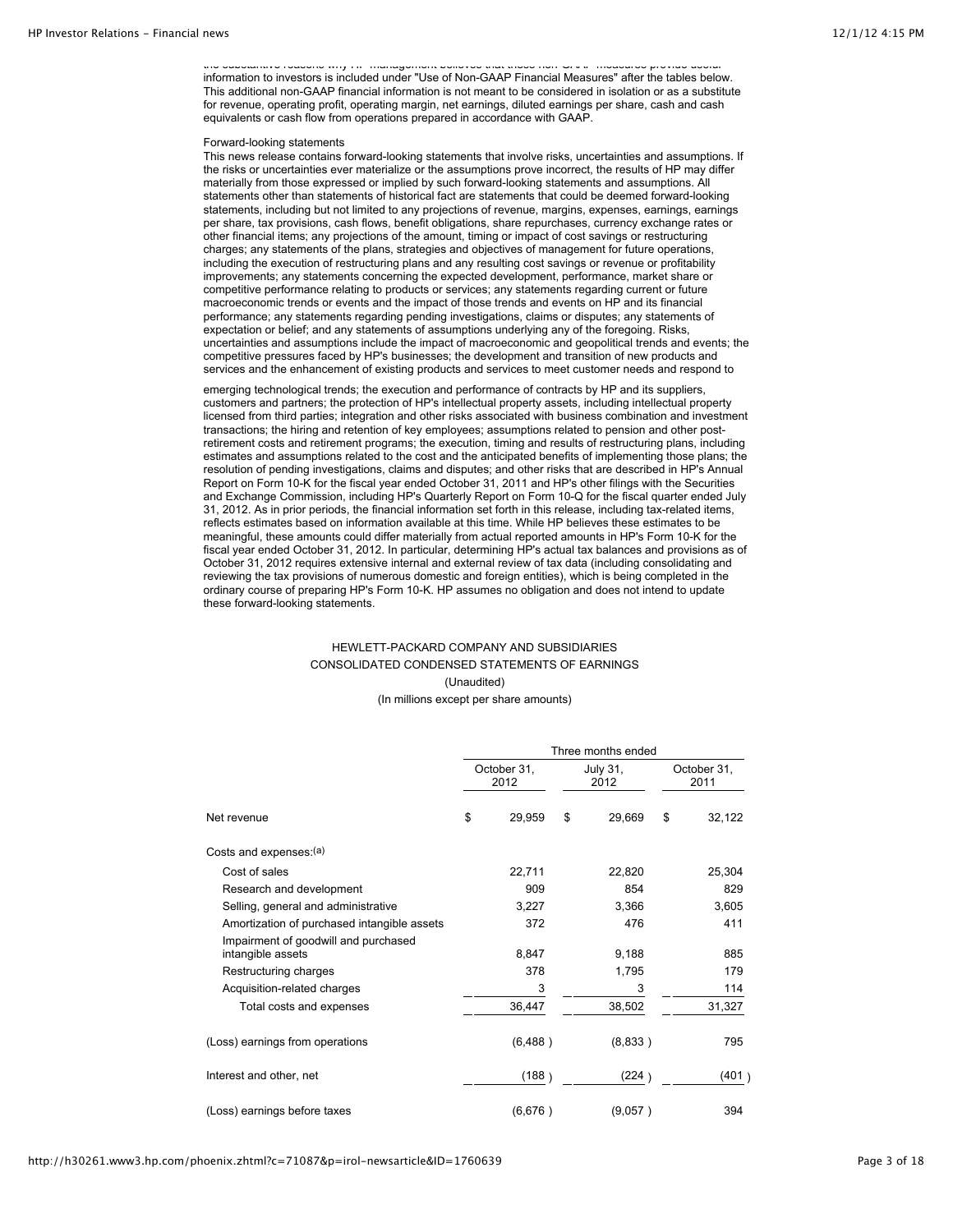the substantive reasons why HP management believes that these non-GAAP measures provide useful information to investors is included under "Use of Non-GAAP Financial Measures" after the tables below. This additional non-GAAP financial information is not meant to be considered in isolation or as a substitute for revenue, operating profit, operating margin, net earnings, diluted earnings per share, cash and cash equivalents or cash flow from operations prepared in accordance with GAAP.

Forward-looking statements

This news release contains forward-looking statements that involve risks, uncertainties and assumptions. If the risks or uncertainties ever materialize or the assumptions prove incorrect, the results of HP may differ materially from those expressed or implied by such forward-looking statements and assumptions. All statements other than statements of historical fact are statements that could be deemed forward-looking statements, including but not limited to any projections of revenue, margins, expenses, earnings, earnings per share, tax provisions, cash flows, benefit obligations, share repurchases, currency exchange rates or other financial items; any projections of the amount, timing or impact of cost savings or restructuring charges; any statements of the plans, strategies and objectives of management for future operations, including the execution of restructuring plans and any resulting cost savings or revenue or profitability improvements; any statements concerning the expected development, performance, market share or competitive performance relating to products or services; any statements regarding current or future macroeconomic trends or events and the impact of those trends and events on HP and its financial performance; any statements regarding pending investigations, claims or disputes; any statements of expectation or belief; and any statements of assumptions underlying any of the foregoing. Risks, uncertainties and assumptions include the impact of macroeconomic and geopolitical trends and events; the competitive pressures faced by HP's businesses; the development and transition of new products and services and the enhancement of existing products and services to meet customer needs and respond to emerging technological trends; the execution and performance of contracts by HP and its suppliers, customers and partners; the protection of HP's intellectual property assets, including intellectual property licensed from third parties; integration and other risks associated with business combination and investment transactions; the hiring and retention of key employees; assumptions related to pension and other post-retirement costs and retirement programs; the execution, timing and results of restructuring plans, including estimates and assumptions related to the cost and the anticipated benefits of implementing those plans; the resolution of pending investigations, claims and disputes; and other risks that are described in HP's Annual Report on Form 10-K for the fiscal year ended October 31, 2011 and HP's other filings with the Securities and Exchange Commission, including HP's Quarterly Report on Form 10-Q for the fiscal quarter ended July 31, 2012. As in prior periods, the financial information set forth in this release, including tax-related items, reflects estimates based on information available at this time. While HP believes these estimates to be meaningful, these amounts could differ materially from actual reported amounts in HP's Form 10-K for the fiscal year ended October 31, 2012. In particular, determining HP's actual tax balances and provisions as of October 31, 2012 requires extensive internal and external review of tax data (including consolidating and reviewing the tax provisions of numerous domestic and foreign entities), which is being completed in the ordinary course of preparing HP's Form 10-K. HP assumes no obligation and does not intend to update these forward-looking statements.

HEWLETT-PACKARD COMPANY AND SUBSIDIARIES
CONSOLIDATED CONDENSED STATEMENTS OF EARNINGS
(Unaudited)
(In millions except per share amounts)

| | Three months ended | | |
|---|---|---|---|
| | October 31, 2012 | July 31, 2012 | October 31, 2011 |
| Net revenue | $ 29,959 | $ 29,669 | $ 32,122 |
| Costs and expenses:[(a)] | | | |
| Cost of sales | 22,711 | 22,820 | 25,304 |
| Research and development | 909 | 854 | 829 |
| Selling, general and administrative | 3,227 | 3,366 | 3,605 |
| Amortization of purchased intangible assets | 372 | 476 | 411 |
| Impairment of goodwill and purchased intangible assets | 8,847 | 9,188 | 885 |
| Restructuring charges | 378 | 1,795 | 179 |
| Acquisition-related charges | 3 | 3 | 114 |
| Total costs and expenses | 36,447 | 38,502 | 31,327 |
| (Loss) earnings from operations | (6,488 ) | (8,833 ) | 795 |
| Interest and other, net | (188 ) | (224 ) | (401 ) |
| (Loss) earnings before taxes | (6,676 ) | (9,057 ) | 394 |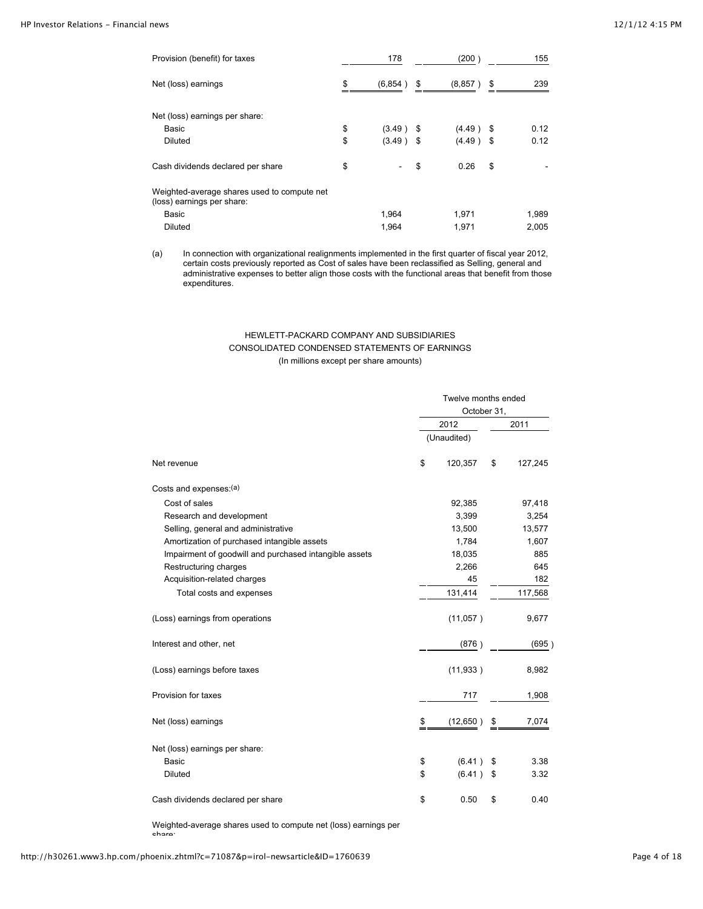| | | | |
|---|---|---|---|
| Provision (benefit) for taxes | 178 | (200) | 155 |
| Net (loss) earnings | $ (6,854) | $ (8,857) | $ 239 |
| | | | |
| Net (loss) earnings per share: | | | |
| Basic | $ (3.49) | $ (4.49) | $ 0.12 |
| Diluted | $ (3.49) | $ (4.49) | $ 0.12 |
| | | | |
| Cash dividends declared per share | $ - | $ 0.26 | $ - |
| | | | |
| Weighted-average shares used to compute net (loss) earnings per share: | | | |
| Basic | 1,964 | 1,971 | 1,989 |
| Diluted | 1,964 | 1,971 | 2,005 |

(a) In connection with organizational realignments implemented in the first quarter of fiscal year 2012, certain costs previously reported as Cost of sales have been reclassified as Selling, general and administrative expenses to better align those costs with the functional areas that benefit from those expenditures.

HEWLETT-PACKARD COMPANY AND SUBSIDIARIES
CONSOLIDATED CONDENSED STATEMENTS OF EARNINGS
(In millions except per share amounts)

| | Twelve months ended October 31, | |
|---|---|---|
| | 2012 | 2011 |
| | (Unaudited) | |
| Net revenue | $ 120,357 | $ 127,245 |
| Costs and expenses:(a) | | |
| Cost of sales | 92,385 | 97,418 |
| Research and development | 3,399 | 3,254 |
| Selling, general and administrative | 13,500 | 13,577 |
| Amortization of purchased intangible assets | 1,784 | 1,607 |
| Impairment of goodwill and purchased intangible assets | 18,035 | 885 |
| Restructuring charges | 2,266 | 645 |
| Acquisition-related charges | 45 | 182 |
| Total costs and expenses | 131,414 | 117,568 |
| (Loss) earnings from operations | (11,057) | 9,677 |
| Interest and other, net | (876) | (695) |
| (Loss) earnings before taxes | (11,933) | 8,982 |
| Provision for taxes | 717 | 1,908 |
| Net (loss) earnings | $ (12,650) | $ 7,074 |
| Net (loss) earnings per share: | | |
| Basic | $ (6.41) | $ 3.38 |
| Diluted | $ (6.41) | $ 3.32 |
| Cash dividends declared per share | $ 0.50 | $ 0.40 |

Weighted-average shares used to compute net (loss) earnings per share: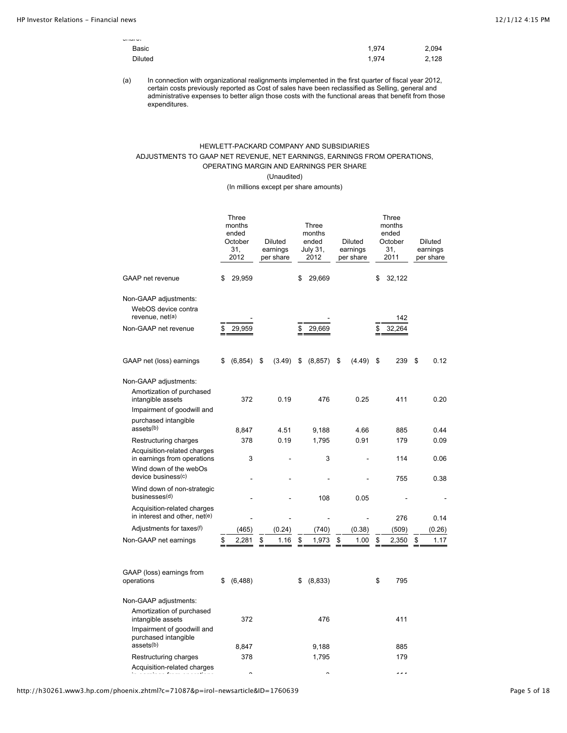| | | |
|---|---|---|
| Basic | 1,974 | 2,094 |
| Diluted | 1,974 | 2,128 |

(a) In connection with organizational realignments implemented in the first quarter of fiscal year 2012, certain costs previously reported as Cost of sales have been reclassified as Selling, general and administrative expenses to better align those costs with the functional areas that benefit from those expenditures.

HEWLETT-PACKARD COMPANY AND SUBSIDIARIES
ADJUSTMENTS TO GAAP NET REVENUE, NET EARNINGS, EARNINGS FROM OPERATIONS, OPERATING MARGIN AND EARNINGS PER SHARE
(Unaudited)
(In millions except per share amounts)

| | Three months ended October 31, 2012 | Diluted earnings per share | Three months ended July 31, 2012 | Diluted earnings per share | Three months ended October 31, 2011 | Diluted earnings per share |
|---|---|---|---|---|---|---|
| GAAP net revenue | $ 29,959 | | $ 29,669 | | $ 32,122 | |
| Non-GAAP adjustments: | | | | | | |
| WebOS device contra revenue, net(a) | - | | - | | 142 | |
| Non-GAAP net revenue | $ 29,959 | | $ 29,669 | | $ 32,264 | |
| GAAP net (loss) earnings | $ (6,854) | $ (3.49) | $ (8,857) | $ (4.49) | $ 239 | $ 0.12 |
| Non-GAAP adjustments: | | | | | | |
| Amortization of purchased intangible assets | 372 | 0.19 | 476 | 0.25 | 411 | 0.20 |
| Impairment of goodwill and purchased intangible assets(b) | 8,847 | 4.51 | 9,188 | 4.66 | 885 | 0.44 |
| Restructuring charges | 378 | 0.19 | 1,795 | 0.91 | 179 | 0.09 |
| Acquisition-related charges in earnings from operations | 3 | - | 3 | - | 114 | 0.06 |
| Wind down of the webOs device business(c) | - | - | - | - | 755 | 0.38 |
| Wind down of non-strategic businesses(d) | - | - | 108 | 0.05 | - | - |
| Acquisition-related charges in interest and other, net(e) | - | - | - | - | 276 | 0.14 |
| Adjustments for taxes(f) | (465) | (0.24) | (740) | (0.38) | (509) | (0.26) |
| Non-GAAP net earnings | $ 2,281 | $ 1.16 | $ 1,973 | $ 1.00 | $ 2,350 | $ 1.17 |
| GAAP (loss) earnings from operations | $ (6,488) | | $ (8,833) | | $ 795 | |
| Non-GAAP adjustments: | | | | | | |
| Amortization of purchased intangible assets | 372 | | 476 | | 411 | |
| Impairment of goodwill and purchased intangible assets(b) | 8,847 | | 9,188 | | 885 | |
| Restructuring charges | 378 | | 1,795 | | 179 | |
| Acquisition-related charges | | | | | | |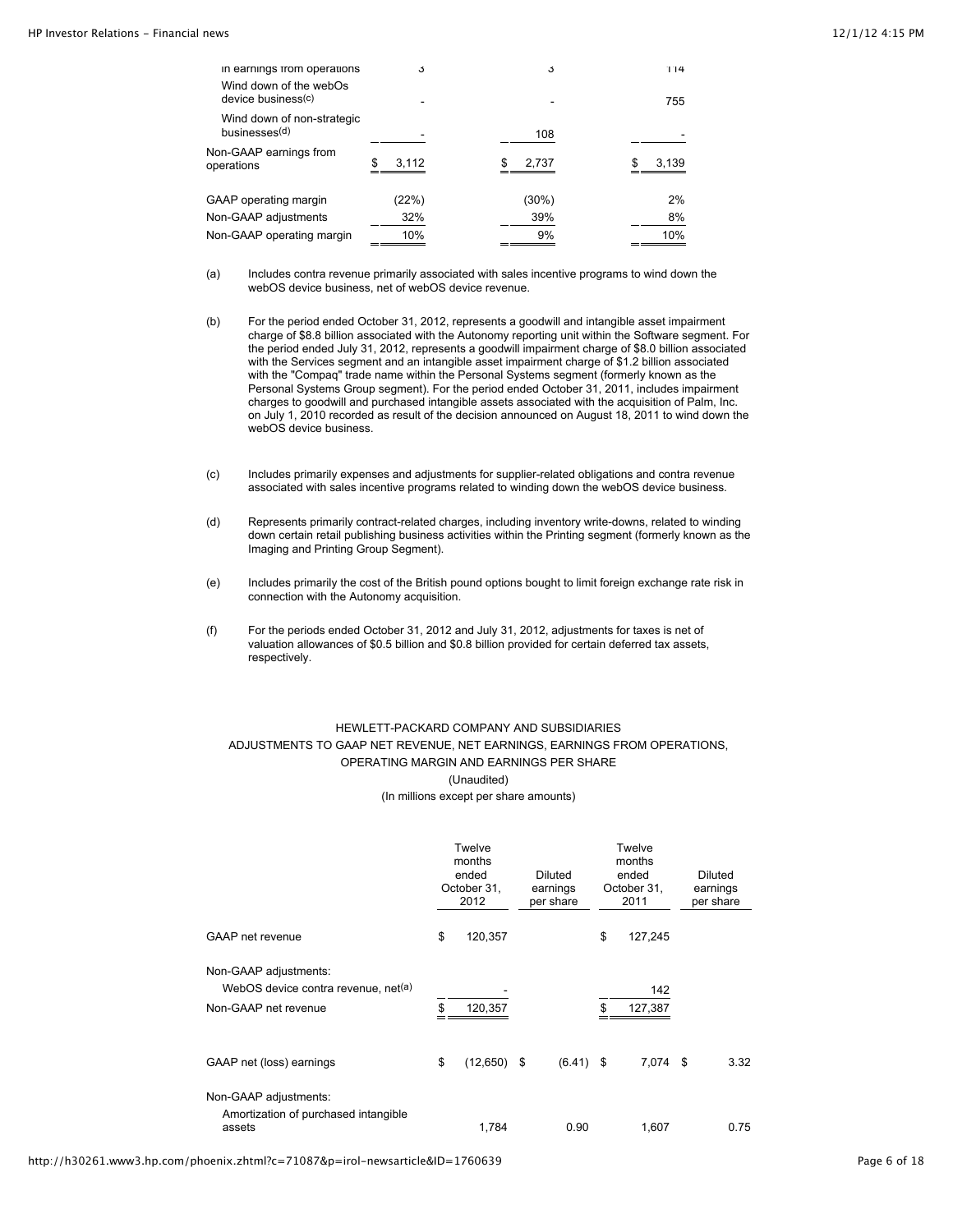| | | | |
|---|---|---|---|
| in earnings from operations | 3 | 3 | 114 |
| Wind down of the webOs device business(c) | - | - | 755 |
| Wind down of non-strategic businesses(d) | - | 108 | - |
| Non-GAAP earnings from operations | $ 3,112 | $ 2,737 | $ 3,139 |
| GAAP operating margin | (22%) | (30%) | 2% |
| Non-GAAP adjustments | 32% | 39% | 8% |
| Non-GAAP operating margin | 10% | 9% | 10% |

(a) Includes contra revenue primarily associated with sales incentive programs to wind down the webOS device business, net of webOS device revenue.

(b) For the period ended October 31, 2012, represents a goodwill and intangible asset impairment charge of $8.8 billion associated with the Autonomy reporting unit within the Software segment. For the period ended July 31, 2012, represents a goodwill impairment charge of $8.0 billion associated with the Services segment and an intangible asset impairment charge of $1.2 billion associated with the "Compaq" trade name within the Personal Systems segment (formerly known as the Personal Systems Group segment). For the period ended October 31, 2011, includes impairment charges to goodwill and purchased intangible assets associated with the acquisition of Palm, Inc. on July 1, 2010 recorded as result of the decision announced on August 18, 2011 to wind down the webOS device business.

(c) Includes primarily expenses and adjustments for supplier-related obligations and contra revenue associated with sales incentive programs related to winding down the webOS device business.

(d) Represents primarily contract-related charges, including inventory write-downs, related to winding down certain retail publishing business activities within the Printing segment (formerly known as the Imaging and Printing Group Segment).

(e) Includes primarily the cost of the British pound options bought to limit foreign exchange rate risk in connection with the Autonomy acquisition.

(f) For the periods ended October 31, 2012 and July 31, 2012, adjustments for taxes is net of valuation allowances of $0.5 billion and $0.8 billion provided for certain deferred tax assets, respectively.

HEWLETT-PACKARD COMPANY AND SUBSIDIARIES
ADJUSTMENTS TO GAAP NET REVENUE, NET EARNINGS, EARNINGS FROM OPERATIONS, OPERATING MARGIN AND EARNINGS PER SHARE
(Unaudited)
(In millions except per share amounts)

| | Twelve months ended October 31, 2012 | Diluted earnings per share | Twelve months ended October 31, 2011 | Diluted earnings per share |
|---|---|---|---|---|
| GAAP net revenue | $ 120,357 | | $ 127,245 | |
| Non-GAAP adjustments: | | | | |
| WebOS device contra revenue, net(a) | - | | 142 | |
| Non-GAAP net revenue | $ 120,357 | | $ 127,387 | |
| GAAP net (loss) earnings | $ (12,650) | $ (6.41) | $ 7,074 | $ 3.32 |
| Non-GAAP adjustments: | | | | |
| Amortization of purchased intangible assets | 1,784 | 0.90 | 1,607 | 0.75 |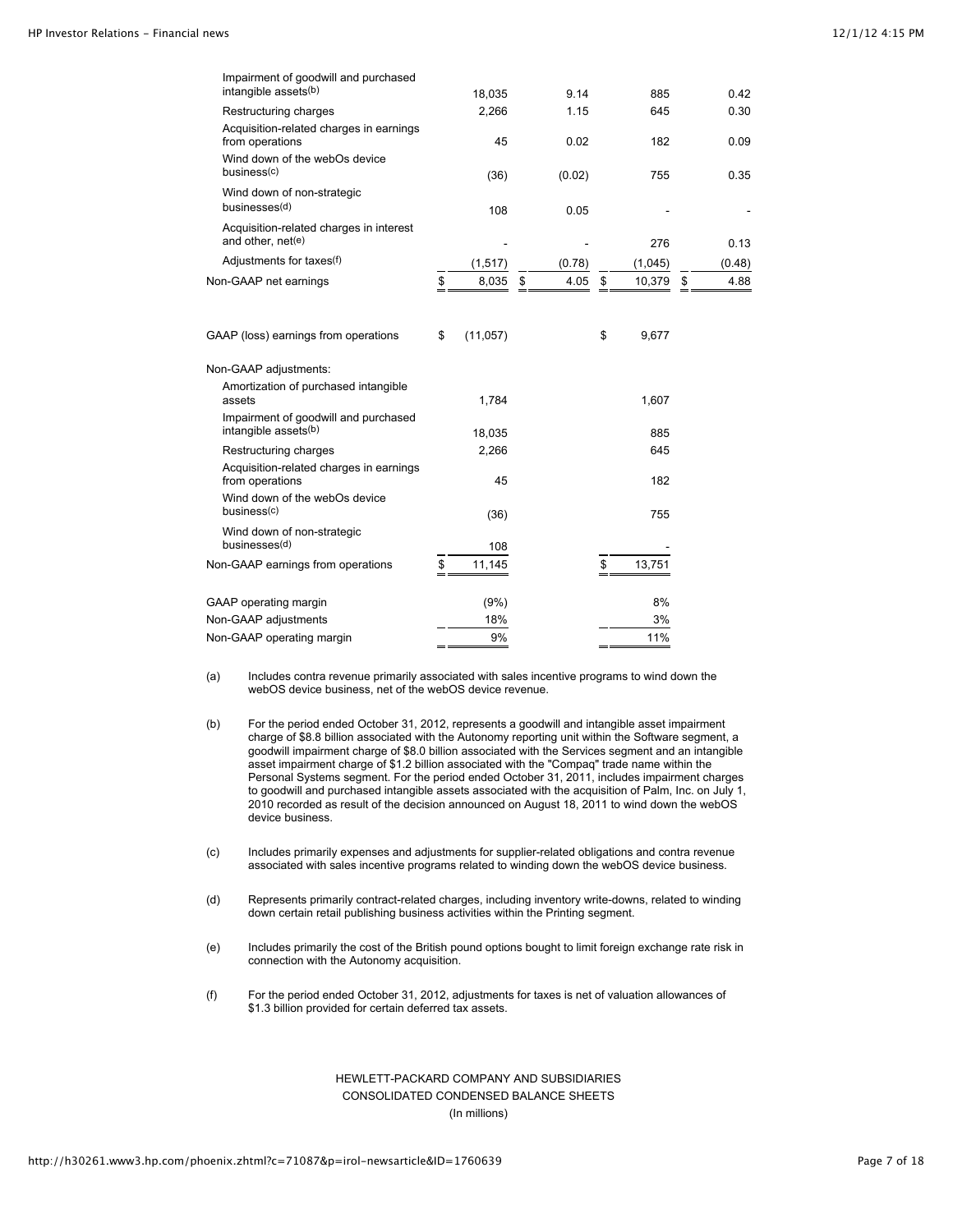| | | | | |
|---|---|---|---|---|
| Impairment of goodwill and purchased intangible assets[b] | 18,035 | 9.14 | 885 | 0.42 |
| Restructuring charges | 2,266 | 1.15 | 645 | 0.30 |
| Acquisition-related charges in earnings from operations | 45 | 0.02 | 182 | 0.09 |
| Wind down of the webOs device business[c] | (36) | (0.02) | 755 | 0.35 |
| Wind down of non-strategic businesses[d] | 108 | 0.05 | - | - |
| Acquisition-related charges in interest and other, net[e] | - | - | 276 | 0.13 |
| Adjustments for taxes[f] | (1,517) | (0.78) | (1,045) | (0.48) |
| Non-GAAP net earnings | $ 8,035 | $ 4.05 | $ 10,379 | $ 4.88 |

| | | |
|---|---|---|
| GAAP (loss) earnings from operations | $ (11,057) | $ 9,677 |
| Non-GAAP adjustments: | | |
| Amortization of purchased intangible assets | 1,784 | 1,607 |
| Impairment of goodwill and purchased intangible assets[b] | 18,035 | 885 |
| Restructuring charges | 2,266 | 645 |
| Acquisition-related charges in earnings from operations | 45 | 182 |
| Wind down of the webOs device business[c] | (36) | 755 |
| Wind down of non-strategic businesses[d] | 108 | - |
| Non-GAAP earnings from operations | $ 11,145 | $ 13,751 |
| | | |
| GAAP operating margin | (9%) | 8% |
| Non-GAAP adjustments | 18% | 3% |
| Non-GAAP operating margin | 9% | 11% |

(a) Includes contra revenue primarily associated with sales incentive programs to wind down the webOS device business, net of the webOS device revenue.

(b) For the period ended October 31, 2012, represents a goodwill and intangible asset impairment charge of $8.8 billion associated with the Autonomy reporting unit within the Software segment, a goodwill impairment charge of $8.0 billion associated with the Services segment and an intangible asset impairment charge of $1.2 billion associated with the "Compaq" trade name within the Personal Systems segment. For the period ended October 31, 2011, includes impairment charges to goodwill and purchased intangible assets associated with the acquisition of Palm, Inc. on July 1, 2010 recorded as result of the decision announced on August 18, 2011 to wind down the webOS device business.

(c) Includes primarily expenses and adjustments for supplier-related obligations and contra revenue associated with sales incentive programs related to winding down the webOS device business.

(d) Represents primarily contract-related charges, including inventory write-downs, related to winding down certain retail publishing business activities within the Printing segment.

(e) Includes primarily the cost of the British pound options bought to limit foreign exchange rate risk in connection with the Autonomy acquisition.

(f) For the period ended October 31, 2012, adjustments for taxes is net of valuation allowances of $1.3 billion provided for certain deferred tax assets.

HEWLETT-PACKARD COMPANY AND SUBSIDIARIES
CONSOLIDATED CONDENSED BALANCE SHEETS
(In millions)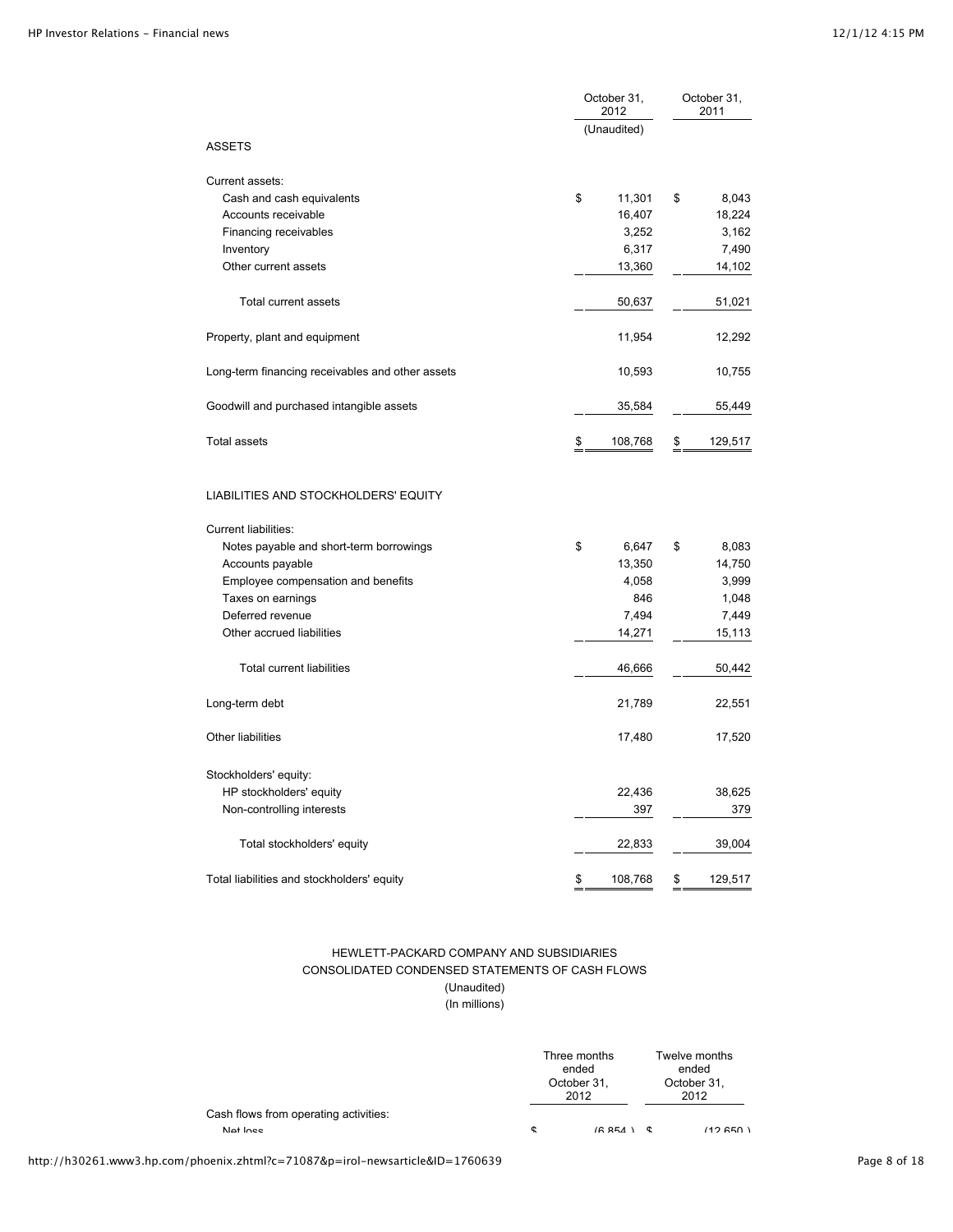| | October 31, 2012 | October 31, 2011 |
|---|---|---|
| | (Unaudited) | |
| ASSETS | | |
| Current assets: | | |
| Cash and cash equivalents | $ 11,301 | $ 8,043 |
| Accounts receivable | 16,407 | 18,224 |
| Financing receivables | 3,252 | 3,162 |
| Inventory | 6,317 | 7,490 |
| Other current assets | 13,360 | 14,102 |
| Total current assets | 50,637 | 51,021 |
| Property, plant and equipment | 11,954 | 12,292 |
| Long-term financing receivables and other assets | 10,593 | 10,755 |
| Goodwill and purchased intangible assets | 35,584 | 55,449 |
| Total assets | $ 108,768 | $ 129,517 |
| LIABILITIES AND STOCKHOLDERS' EQUITY | | |
| Current liabilities: | | |
| Notes payable and short-term borrowings | $ 6,647 | $ 8,083 |
| Accounts payable | 13,350 | 14,750 |
| Employee compensation and benefits | 4,058 | 3,999 |
| Taxes on earnings | 846 | 1,048 |
| Deferred revenue | 7,494 | 7,449 |
| Other accrued liabilities | 14,271 | 15,113 |
| Total current liabilities | 46,666 | 50,442 |
| Long-term debt | 21,789 | 22,551 |
| Other liabilities | 17,480 | 17,520 |
| Stockholders' equity: | | |
| HP stockholders' equity | 22,436 | 38,625 |
| Non-controlling interests | 397 | 379 |
| Total stockholders' equity | 22,833 | 39,004 |
| Total liabilities and stockholders' equity | $ 108,768 | $ 129,517 |

HEWLETT-PACKARD COMPANY AND SUBSIDIARIES
CONSOLIDATED CONDENSED STATEMENTS OF CASH FLOWS
(Unaudited)
(In millions)

| | Three months ended October 31, 2012 | Twelve months ended October 31, 2012 |
|---|---|---|
| Cash flows from operating activities: | | |
| Net loss | $ (6,854 ) | $ (12,650 ) |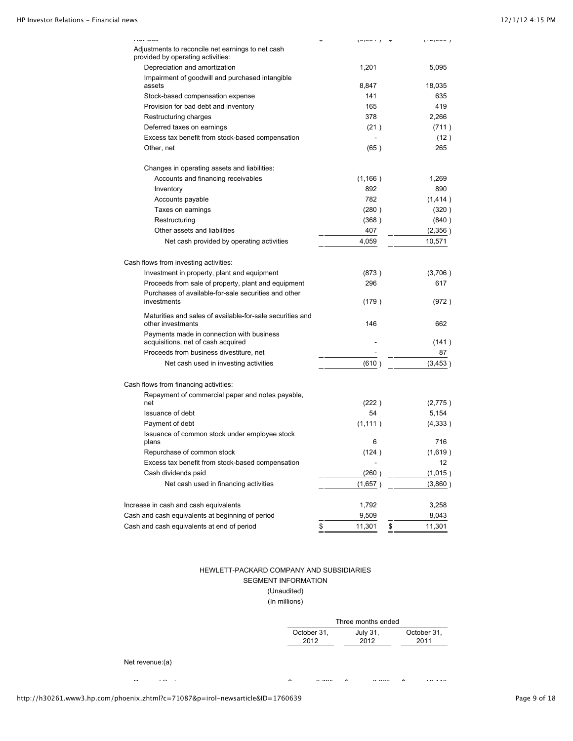| | | |
|---|---|---|
| Net loss | $ (6,854) | $ (12,650) |
| Adjustments to reconcile net earnings to net cash provided by operating activities: | | |
| Depreciation and amortization | 1,201 | 5,095 |
| Impairment of goodwill and purchased intangible assets | 8,847 | 18,035 |
| Stock-based compensation expense | 141 | 635 |
| Provision for bad debt and inventory | 165 | 419 |
| Restructuring charges | 378 | 2,266 |
| Deferred taxes on earnings | (21) | (711) |
| Excess tax benefit from stock-based compensation | - | (12) |
| Other, net | (65) | 265 |
| Changes in operating assets and liabilities: | | |
| Accounts and financing receivables | (1,166) | 1,269 |
| Inventory | 892 | 890 |
| Accounts payable | 782 | (1,414) |
| Taxes on earnings | (280) | (320) |
| Restructuring | (368) | (840) |
| Other assets and liabilities | 407 | (2,356) |
| Net cash provided by operating activities | 4,059 | 10,571 |
| Cash flows from investing activities: | | |
| Investment in property, plant and equipment | (873) | (3,706) |
| Proceeds from sale of property, plant and equipment | 296 | 617 |
| Purchases of available-for-sale securities and other investments | (179) | (972) |
| Maturities and sales of available-for-sale securities and other investments | 146 | 662 |
| Payments made in connection with business acquisitions, net of cash acquired | - | (141) |
| Proceeds from business divestiture, net | - | 87 |
| Net cash used in investing activities | (610) | (3,453) |
| Cash flows from financing activities: | | |
| Repayment of commercial paper and notes payable, net | (222) | (2,775) |
| Issuance of debt | 54 | 5,154 |
| Payment of debt | (1,111) | (4,333) |
| Issuance of common stock under employee stock plans | 6 | 716 |
| Repurchase of common stock | (124) | (1,619) |
| Excess tax benefit from stock-based compensation | - | 12 |
| Cash dividends paid | (260) | (1,015) |
| Net cash used in financing activities | (1,657) | (3,860) |
| Increase in cash and cash equivalents | 1,792 | 3,258 |
| Cash and cash equivalents at beginning of period | 9,509 | 8,043 |
| Cash and cash equivalents at end of period | $ 11,301 | $ 11,301 |

HEWLETT-PACKARD COMPANY AND SUBSIDIARIES
SEGMENT INFORMATION
(Unaudited)
(In millions)

| | Three months ended | | |
|---|---|---|---|
| | October 31, 2012 | July 31, 2012 | October 31, 2011 |
| Net revenue:(a) | | | |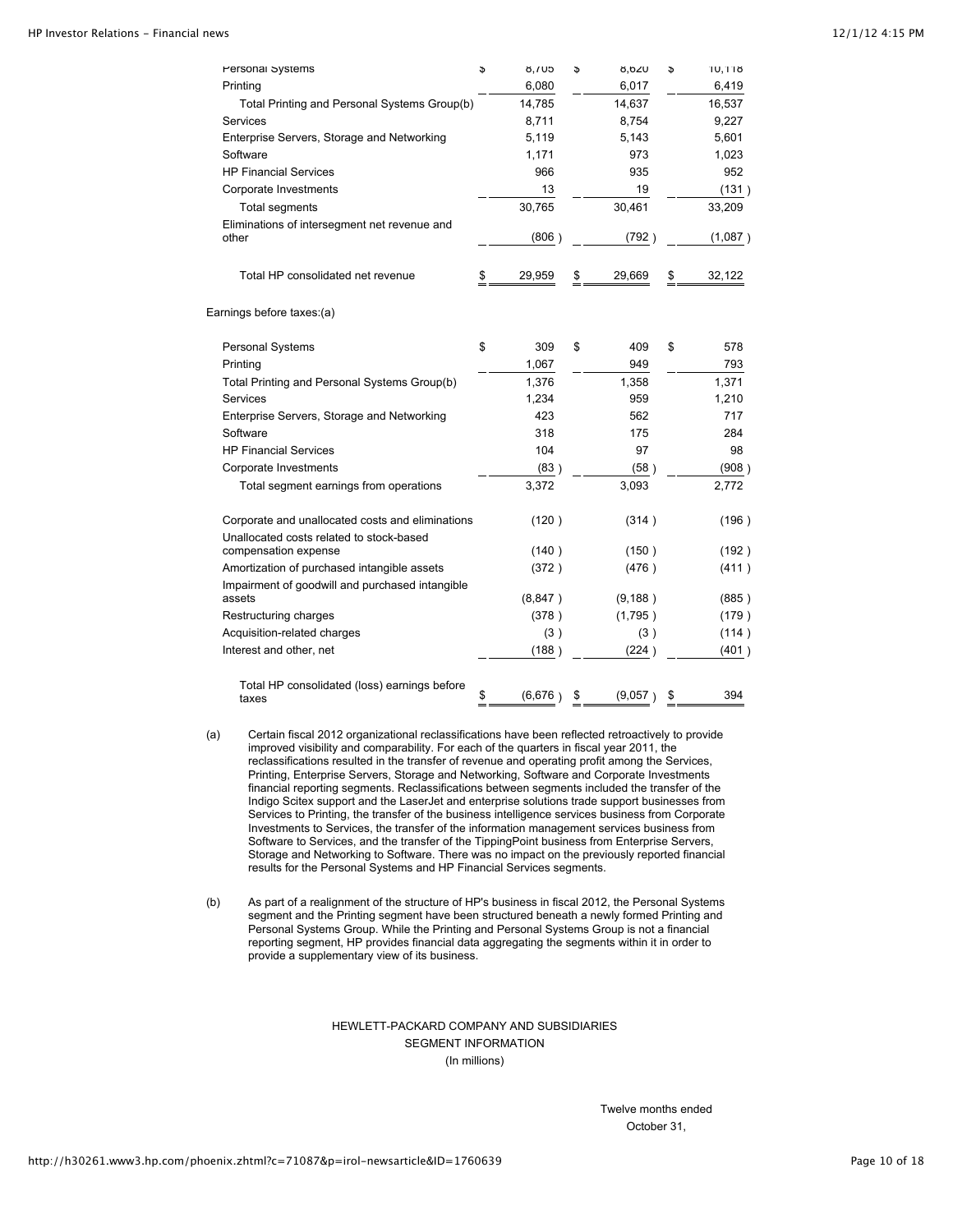| | | | |
|---|---|---|---|
| Personal Systems | $ 8,705 | $ 8,620 | $ 10,118 |
| Printing | 6,080 | 6,017 | 6,419 |
| Total Printing and Personal Systems Group(b) | 14,785 | 14,637 | 16,537 |
| Services | 8,711 | 8,754 | 9,227 |
| Enterprise Servers, Storage and Networking | 5,119 | 5,143 | 5,601 |
| Software | 1,171 | 973 | 1,023 |
| HP Financial Services | 966 | 935 | 952 |
| Corporate Investments | 13 | 19 | (131 ) |
| Total segments | 30,765 | 30,461 | 33,209 |
| Eliminations of intersegment net revenue and other | (806 ) | (792 ) | (1,087 ) |
| Total HP consolidated net revenue | $ 29,959 | $ 29,669 | $ 32,122 |
| Earnings before taxes:(a) | | | |
| Personal Systems | $ 309 | $ 409 | $ 578 |
| Printing | 1,067 | 949 | 793 |
| Total Printing and Personal Systems Group(b) | 1,376 | 1,358 | 1,371 |
| Services | 1,234 | 959 | 1,210 |
| Enterprise Servers, Storage and Networking | 423 | 562 | 717 |
| Software | 318 | 175 | 284 |
| HP Financial Services | 104 | 97 | 98 |
| Corporate Investments | (83 ) | (58 ) | (908 ) |
| Total segment earnings from operations | 3,372 | 3,093 | 2,772 |
| Corporate and unallocated costs and eliminations | (120 ) | (314 ) | (196 ) |
| Unallocated costs related to stock-based compensation expense | (140 ) | (150 ) | (192 ) |
| Amortization of purchased intangible assets | (372 ) | (476 ) | (411 ) |
| Impairment of goodwill and purchased intangible assets | (8,847 ) | (9,188 ) | (885 ) |
| Restructuring charges | (378 ) | (1,795 ) | (179 ) |
| Acquisition-related charges | (3 ) | (3 ) | (114 ) |
| Interest and other, net | (188 ) | (224 ) | (401 ) |
| Total HP consolidated (loss) earnings before taxes | $ (6,676 ) | $ (9,057 ) | $ 394 |

(a) Certain fiscal 2012 organizational reclassifications have been reflected retroactively to provide improved visibility and comparability. For each of the quarters in fiscal year 2011, the reclassifications resulted in the transfer of revenue and operating profit among the Services, Printing, Enterprise Servers, Storage and Networking, Software and Corporate Investments financial reporting segments. Reclassifications between segments included the transfer of the Indigo Scitex support and the LaserJet and enterprise solutions trade support businesses from Services to Printing, the transfer of the business intelligence services business from Corporate Investments to Services, the transfer of the information management services business from Software to Services, and the transfer of the TippingPoint business from Enterprise Servers, Storage and Networking to Software. There was no impact on the previously reported financial results for the Personal Systems and HP Financial Services segments.

(b) As part of a realignment of the structure of HP's business in fiscal 2012, the Personal Systems segment and the Printing segment have been structured beneath a newly formed Printing and Personal Systems Group. While the Printing and Personal Systems Group is not a financial reporting segment, HP provides financial data aggregating the segments within it in order to provide a supplementary view of its business.

HEWLETT-PACKARD COMPANY AND SUBSIDIARIES
SEGMENT INFORMATION
(In millions)

Twelve months ended
October 31,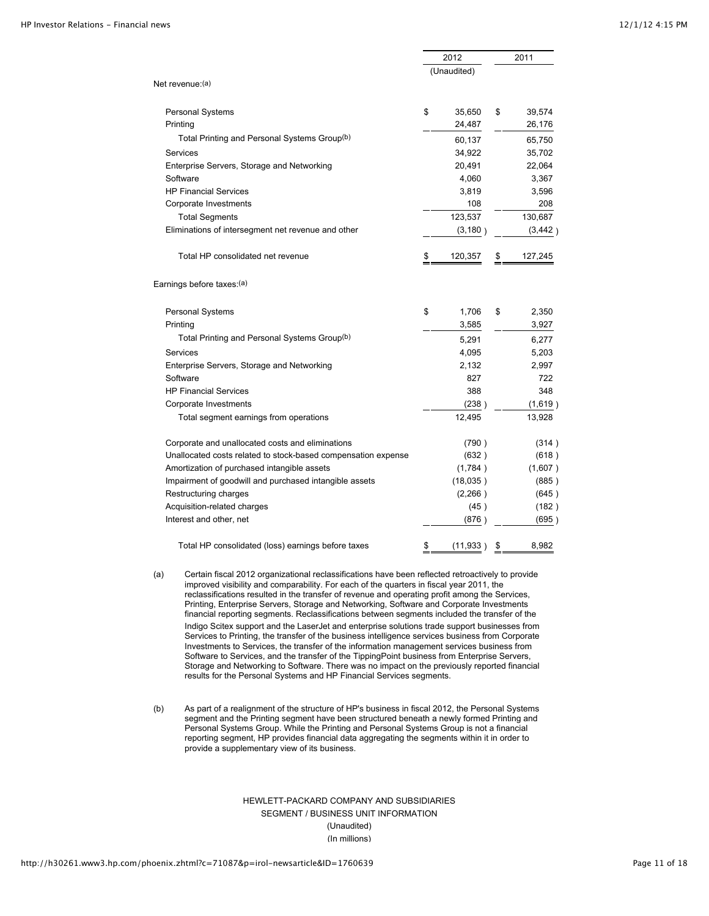| | 2012 (Unaudited) | 2011 |
|---|---|---|
| Net revenue:[(a)] | | |
| Personal Systems | $ 35,650 | $ 39,574 |
| Printing | 24,487 | 26,176 |
| Total Printing and Personal Systems Group[(b)] | 60,137 | 65,750 |
| Services | 34,922 | 35,702 |
| Enterprise Servers, Storage and Networking | 20,491 | 22,064 |
| Software | 4,060 | 3,367 |
| HP Financial Services | 3,819 | 3,596 |
| Corporate Investments | 108 | 208 |
| Total Segments | 123,537 | 130,687 |
| Eliminations of intersegment net revenue and other | (3,180 ) | (3,442 ) |
| Total HP consolidated net revenue | $ 120,357 | $ 127,245 |
| Earnings before taxes:[(a)] | | |
| Personal Systems | $ 1,706 | $ 2,350 |
| Printing | 3,585 | 3,927 |
| Total Printing and Personal Systems Group[(b)] | 5,291 | 6,277 |
| Services | 4,095 | 5,203 |
| Enterprise Servers, Storage and Networking | 2,132 | 2,997 |
| Software | 827 | 722 |
| HP Financial Services | 388 | 348 |
| Corporate Investments | (238 ) | (1,619 ) |
| Total segment earnings from operations | 12,495 | 13,928 |
| Corporate and unallocated costs and eliminations | (790 ) | (314 ) |
| Unallocated costs related to stock-based compensation expense | (632 ) | (618 ) |
| Amortization of purchased intangible assets | (1,784 ) | (1,607 ) |
| Impairment of goodwill and purchased intangible assets | (18,035 ) | (885 ) |
| Restructuring charges | (2,266 ) | (645 ) |
| Acquisition-related charges | (45 ) | (182 ) |
| Interest and other, net | (876 ) | (695 ) |
| Total HP consolidated (loss) earnings before taxes | $ (11,933 ) | $ 8,982 |

(a) Certain fiscal 2012 organizational reclassifications have been reflected retroactively to provide improved visibility and comparability. For each of the quarters in fiscal year 2011, the reclassifications resulted in the transfer of revenue and operating profit among the Services, Printing, Enterprise Servers, Storage and Networking, Software and Corporate Investments financial reporting segments. Reclassifications between segments included the transfer of the Indigo Scitex support and the LaserJet and enterprise solutions trade support businesses from Services to Printing, the transfer of the business intelligence services business from Corporate Investments to Services, the transfer of the information management services business from Software to Services, and the transfer of the TippingPoint business from Enterprise Servers, Storage and Networking to Software. There was no impact on the previously reported financial results for the Personal Systems and HP Financial Services segments.

(b) As part of a realignment of the structure of HP's business in fiscal 2012, the Personal Systems segment and the Printing segment have been structured beneath a newly formed Printing and Personal Systems Group. While the Printing and Personal Systems Group is not a financial reporting segment, HP provides financial data aggregating the segments within it in order to provide a supplementary view of its business.

HEWLETT-PACKARD COMPANY AND SUBSIDIARIES
SEGMENT / BUSINESS UNIT INFORMATION
(Unaudited)
(In millions)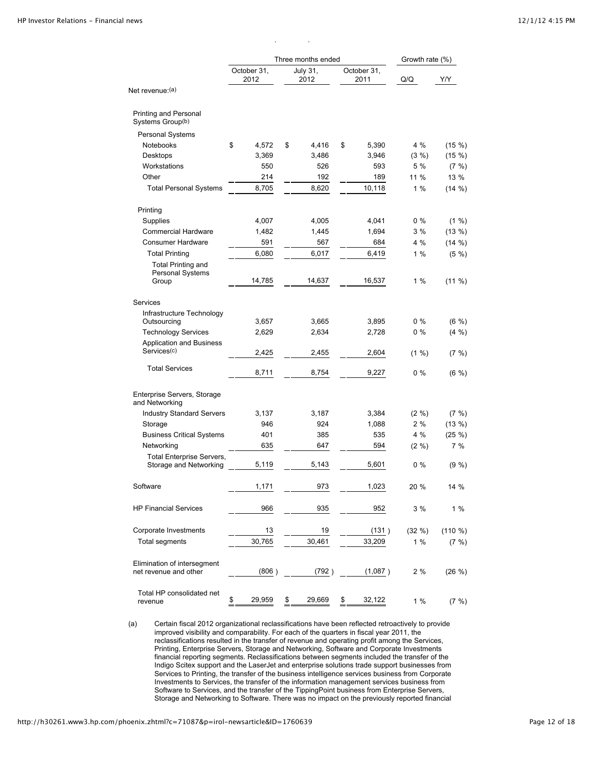| | Three months ended | | | Growth rate (%) | |
|---|---|---|---|---|---|
| | October 31, 2012 | July 31, 2012 | October 31, 2011 | Q/Q | Y/Y |
| Net revenue:(a) | | | | | |
| Printing and Personal Systems Group(b) | | | | | |
| Personal Systems | | | | | |
| Notebooks | $ 4,572 | $ 4,416 | $ 5,390 | 4 % | (15 %) |
| Desktops | 3,369 | 3,486 | 3,946 | (3 %) | (15 %) |
| Workstations | 550 | 526 | 593 | 5 % | (7 %) |
| Other | 214 | 192 | 189 | 11 % | 13 % |
| Total Personal Systems | 8,705 | 8,620 | 10,118 | 1 % | (14 %) |
| Printing | | | | | |
| Supplies | 4,007 | 4,005 | 4,041 | 0 % | (1 %) |
| Commercial Hardware | 1,482 | 1,445 | 1,694 | 3 % | (13 %) |
| Consumer Hardware | 591 | 567 | 684 | 4 % | (14 %) |
| Total Printing | 6,080 | 6,017 | 6,419 | 1 % | (5 %) |
| Total Printing and Personal Systems Group | 14,785 | 14,637 | 16,537 | 1 % | (11 %) |
| Services | | | | | |
| Infrastructure Technology Outsourcing | 3,657 | 3,665 | 3,895 | 0 % | (6 %) |
| Technology Services | 2,629 | 2,634 | 2,728 | 0 % | (4 %) |
| Application and Business Services(c) | 2,425 | 2,455 | 2,604 | (1 %) | (7 %) |
| Total Services | 8,711 | 8,754 | 9,227 | 0 % | (6 %) |
| Enterprise Servers, Storage and Networking | | | | | |
| Industry Standard Servers | 3,137 | 3,187 | 3,384 | (2 %) | (7 %) |
| Storage | 946 | 924 | 1,088 | 2 % | (13 %) |
| Business Critical Systems | 401 | 385 | 535 | 4 % | (25 %) |
| Networking | 635 | 647 | 594 | (2 %) | 7 % |
| Total Enterprise Servers, Storage and Networking | 5,119 | 5,143 | 5,601 | 0 % | (9 %) |
| Software | 1,171 | 973 | 1,023 | 20 % | 14 % |
| HP Financial Services | 966 | 935 | 952 | 3 % | 1 % |
| Corporate Investments | 13 | 19 | (131 ) | (32 %) | (110 %) |
| Total segments | 30,765 | 30,461 | 33,209 | 1 % | (7 %) |
| Elimination of intersegment net revenue and other | (806 ) | (792 ) | (1,087 ) | 2 % | (26 %) |
| Total HP consolidated net revenue | $ 29,959 | $ 29,669 | $ 32,122 | 1 % | (7 %) |

(a) Certain fiscal 2012 organizational reclassifications have been reflected retroactively to provide improved visibility and comparability. For each of the quarters in fiscal year 2011, the reclassifications resulted in the transfer of revenue and operating profit among the Services, Printing, Enterprise Servers, Storage and Networking, Software and Corporate Investments financial reporting segments. Reclassifications between segments included the transfer of the Indigo Scitex support and the LaserJet and enterprise solutions trade support businesses from Services to Printing, the transfer of the business intelligence services business from Corporate Investments to Services, the transfer of the information management services business from Software to Services, and the transfer of the TippingPoint business from Enterprise Servers, Storage and Networking to Software. There was no impact on the previously reported financial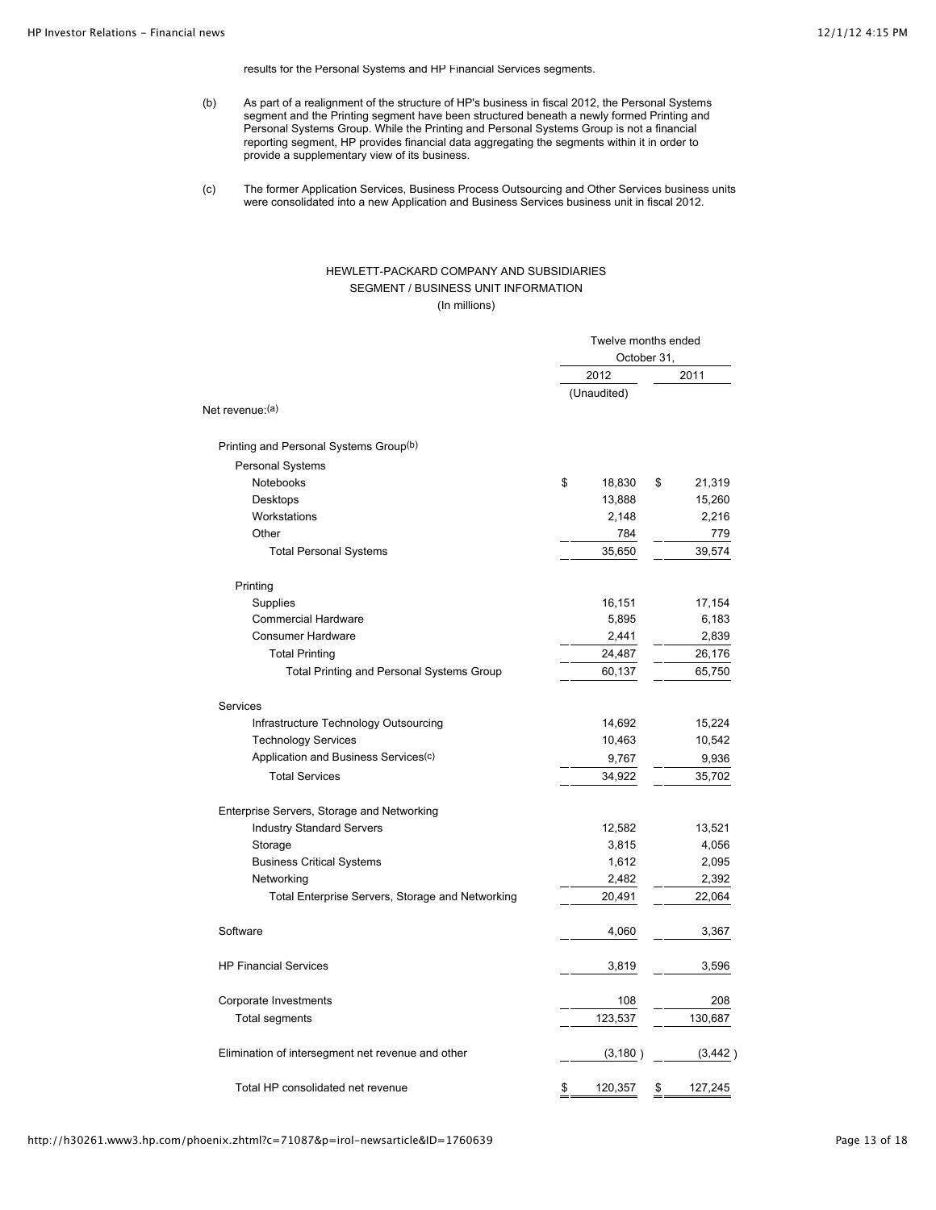results for the Personal Systems and HP Financial Services segments.

(b) As part of a realignment of the structure of HP's business in fiscal 2012, the Personal Systems segment and the Printing segment have been structured beneath a newly formed Printing and Personal Systems Group. While the Printing and Personal Systems Group is not a financial reporting segment, HP provides financial data aggregating the segments within it in order to provide a supplementary view of its business.

(c) The former Application Services, Business Process Outsourcing and Other Services business units were consolidated into a new Application and Business Services business unit in fiscal 2012.

HEWLETT-PACKARD COMPANY AND SUBSIDIARIES
SEGMENT / BUSINESS UNIT INFORMATION
(In millions)

| | Twelve months ended October 31, | |
|---|---|---|
| | 2012 | 2011 |
| | (Unaudited) | |
| Net revenue:(a) | | |
| Printing and Personal Systems Group(b) | | |
| Personal Systems | | |
| Notebooks | $ 18,830 | $ 21,319 |
| Desktops | 13,888 | 15,260 |
| Workstations | 2,148 | 2,216 |
| Other | 784 | 779 |
| Total Personal Systems | 35,650 | 39,574 |
| Printing | | |
| Supplies | 16,151 | 17,154 |
| Commercial Hardware | 5,895 | 6,183 |
| Consumer Hardware | 2,441 | 2,839 |
| Total Printing | 24,487 | 26,176 |
| Total Printing and Personal Systems Group | 60,137 | 65,750 |
| Services | | |
| Infrastructure Technology Outsourcing | 14,692 | 15,224 |
| Technology Services | 10,463 | 10,542 |
| Application and Business Services(c) | 9,767 | 9,936 |
| Total Services | 34,922 | 35,702 |
| Enterprise Servers, Storage and Networking | | |
| Industry Standard Servers | 12,582 | 13,521 |
| Storage | 3,815 | 4,056 |
| Business Critical Systems | 1,612 | 2,095 |
| Networking | 2,482 | 2,392 |
| Total Enterprise Servers, Storage and Networking | 20,491 | 22,064 |
| Software | 4,060 | 3,367 |
| HP Financial Services | 3,819 | 3,596 |
| Corporate Investments | 108 | 208 |
| Total segments | 123,537 | 130,687 |
| Elimination of intersegment net revenue and other | (3,180 ) | (3,442 ) |
| Total HP consolidated net revenue | $ 120,357 | $ 127,245 |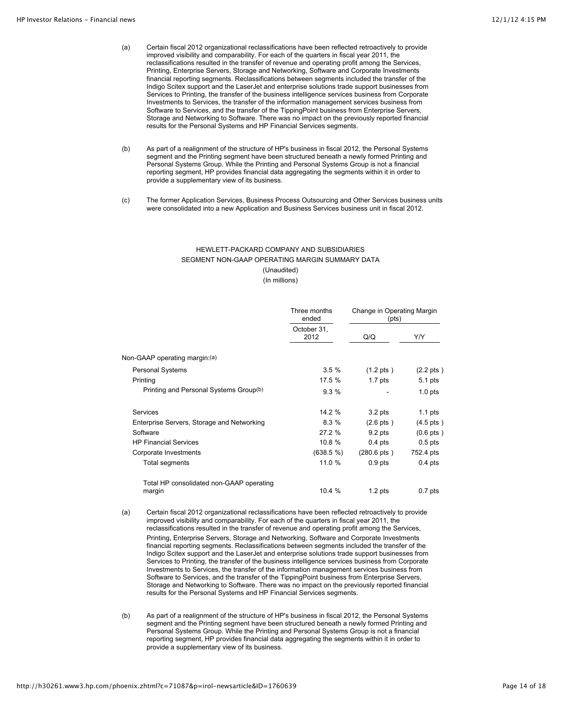(a) Certain fiscal 2012 organizational reclassifications have been reflected retroactively to provide improved visibility and comparability. For each of the quarters in fiscal year 2011, the reclassifications resulted in the transfer of revenue and operating profit among the Services, Printing, Enterprise Servers, Storage and Networking, Software and Corporate Investments financial reporting segments. Reclassifications between segments included the transfer of the Indigo Scitex support and the LaserJet and enterprise solutions trade support businesses from Services to Printing, the transfer of the business intelligence services business from Corporate Investments to Services, the transfer of the information management services business from Software to Services, and the transfer of the TippingPoint business from Enterprise Servers, Storage and Networking to Software. There was no impact on the previously reported financial results for the Personal Systems and HP Financial Services segments.

(b) As part of a realignment of the structure of HP's business in fiscal 2012, the Personal Systems segment and the Printing segment have been structured beneath a newly formed Printing and Personal Systems Group. While the Printing and Personal Systems Group is not a financial reporting segment, HP provides financial data aggregating the segments within it in order to provide a supplementary view of its business.

(c) The former Application Services, Business Process Outsourcing and Other Services business units were consolidated into a new Application and Business Services business unit in fiscal 2012.

HEWLETT-PACKARD COMPANY AND SUBSIDIARIES
SEGMENT NON-GAAP OPERATING MARGIN SUMMARY DATA
(Unaudited)
(In millions)

| | Three months ended | Change in Operating Margin (pts) | |
|---|---|---|---|
| | October 31, 2012 | Q/Q | Y/Y |
| Non-GAAP operating margin:(a) | | | |
| Personal Systems | 3.5 % | (1.2 pts ) | (2.2 pts ) |
| Printing | 17.5 % | 1.7 pts | 5.1 pts |
| Printing and Personal Systems Group(b) | 9.3 % | - | 1.0 pts |
| Services | 14.2 % | 3.2 pts | 1.1 pts |
| Enterprise Servers, Storage and Networking | 8.3 % | (2.6 pts ) | (4.5 pts ) |
| Software | 27.2 % | 9.2 pts | (0.6 pts ) |
| HP Financial Services | 10.8 % | 0.4 pts | 0.5 pts |
| Corporate Investments | (638.5 %) | (280.6 pts ) | 752.4 pts |
| Total segments | 11.0 % | 0.9 pts | 0.4 pts |
| Total HP consolidated non-GAAP operating margin | 10.4 % | 1.2 pts | 0.7 pts |

(a) Certain fiscal 2012 organizational reclassifications have been reflected retroactively to provide improved visibility and comparability. For each of the quarters in fiscal year 2011, the reclassifications resulted in the transfer of revenue and operating profit among the Services, Printing, Enterprise Servers, Storage and Networking, Software and Corporate Investments financial reporting segments. Reclassifications between segments included the transfer of the Indigo Scitex support and the LaserJet and enterprise solutions trade support businesses from Services to Printing, the transfer of the business intelligence services business from Corporate Investments to Services, the transfer of the information management services business from Software to Services, and the transfer of the TippingPoint business from Enterprise Servers, Storage and Networking to Software. There was no impact on the previously reported financial results for the Personal Systems and HP Financial Services segments.

(b) As part of a realignment of the structure of HP's business in fiscal 2012, the Personal Systems segment and the Printing segment have been structured beneath a newly formed Printing and Personal Systems Group. While the Printing and Personal Systems Group is not a financial reporting segment, HP provides financial data aggregating the segments within it in order to provide a supplementary view of its business.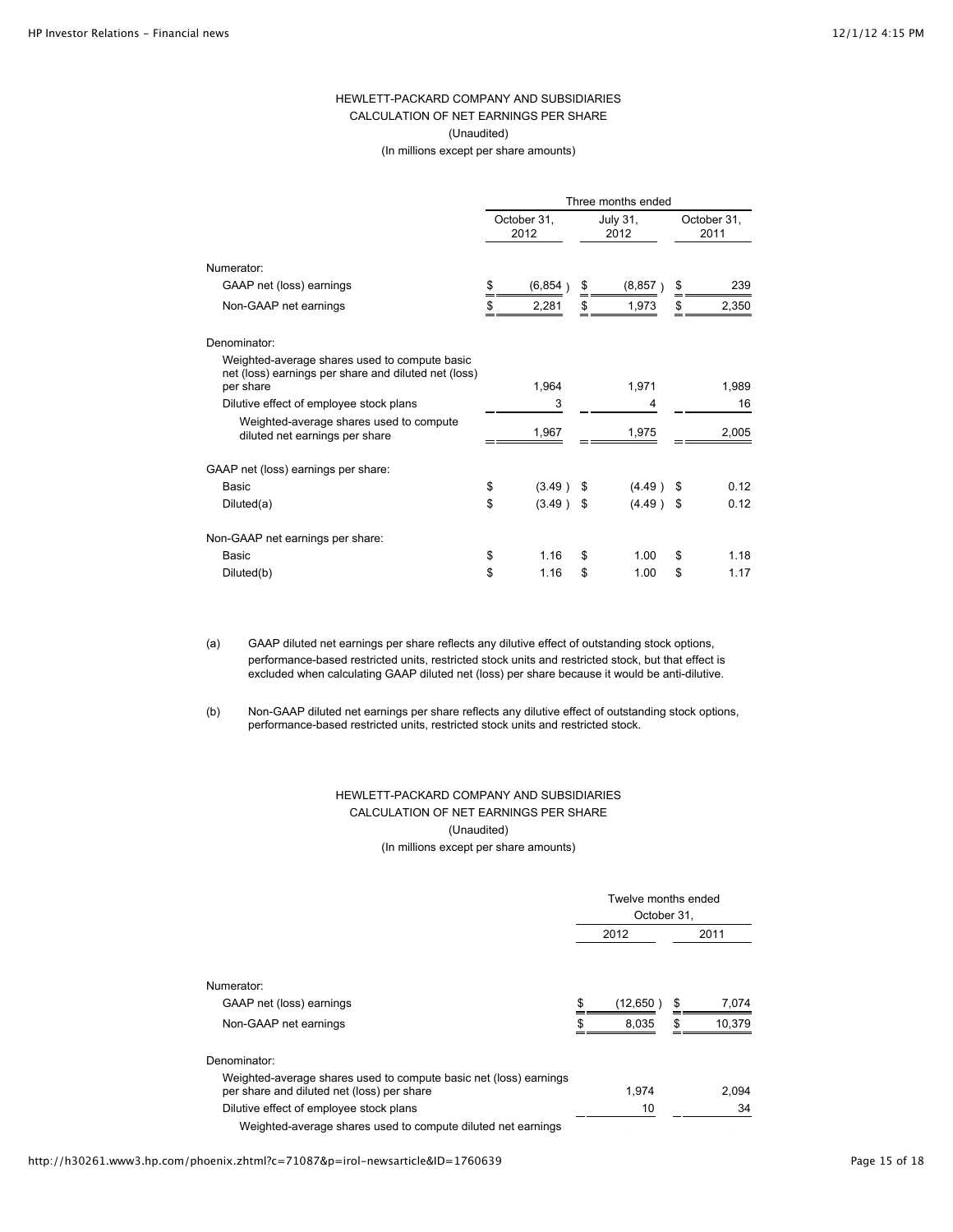HEWLETT-PACKARD COMPANY AND SUBSIDIARIES
CALCULATION OF NET EARNINGS PER SHARE
(Unaudited)
(In millions except per share amounts)

| | Three months ended | | |
|---|---|---|---|
| | October 31, 2012 | July 31, 2012 | October 31, 2011 |
| Numerator: | | | |
| GAAP net (loss) earnings | $ (6,854 ) | $ (8,857 ) | $ 239 |
| Non-GAAP net earnings | $ 2,281 | $ 1,973 | $ 2,350 |
| Denominator: | | | |
| Weighted-average shares used to compute basic net (loss) earnings per share and diluted net (loss) per share | 1,964 | 1,971 | 1,989 |
| Dilutive effect of employee stock plans | 3 | 4 | 16 |
| Weighted-average shares used to compute diluted net earnings per share | 1,967 | 1,975 | 2,005 |
| GAAP net (loss) earnings per share: | | | |
| Basic | $ (3.49 ) | $ (4.49 ) | $ 0.12 |
| Diluted(a) | $ (3.49 ) | $ (4.49 ) | $ 0.12 |
| Non-GAAP net earnings per share: | | | |
| Basic | $ 1.16 | $ 1.00 | $ 1.18 |
| Diluted(b) | $ 1.16 | $ 1.00 | $ 1.17 |

(a) GAAP diluted net earnings per share reflects any dilutive effect of outstanding stock options, performance-based restricted units, restricted stock units and restricted stock, but that effect is excluded when calculating GAAP diluted net (loss) per share because it would be anti-dilutive.

(b) Non-GAAP diluted net earnings per share reflects any dilutive effect of outstanding stock options, performance-based restricted units, restricted stock units and restricted stock.

HEWLETT-PACKARD COMPANY AND SUBSIDIARIES
CALCULATION OF NET EARNINGS PER SHARE
(Unaudited)
(In millions except per share amounts)

| | Twelve months ended October 31, | |
|---|---|---|
| | 2012 | 2011 |
| Numerator: | | |
| GAAP net (loss) earnings | $ (12,650 ) | $ 7,074 |
| Non-GAAP net earnings | $ 8,035 | $ 10,379 |
| Denominator: | | |
| Weighted-average shares used to compute basic net (loss) earnings per share and diluted net (loss) per share | 1,974 | 2,094 |
| Dilutive effect of employee stock plans | 10 | 34 |
| Weighted-average shares used to compute diluted net earnings | | |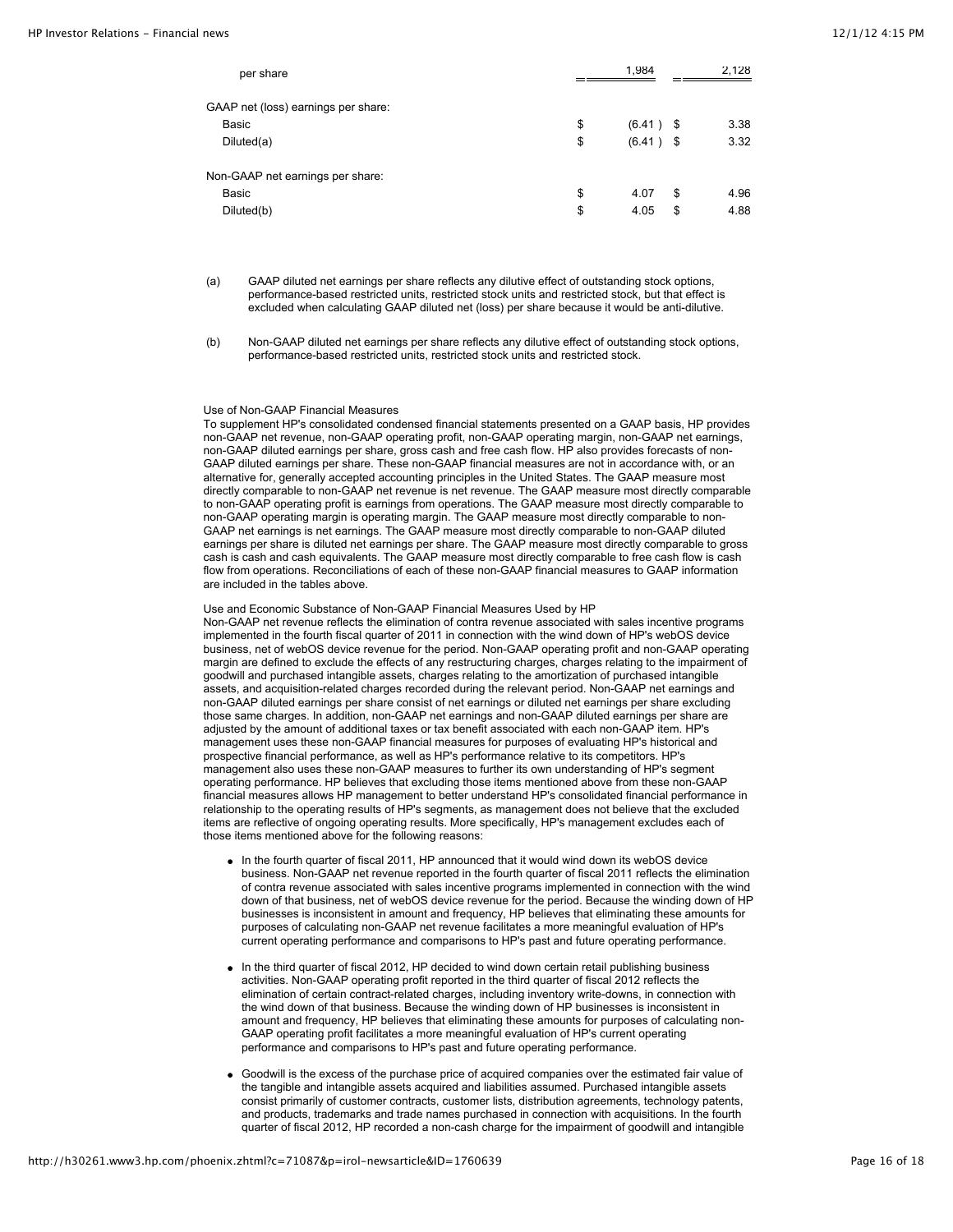| | | |
|---|---|---|
| per share | 1,984 | 2,128 |
| GAAP net (loss) earnings per share: | | |
| Basic | $ (6.41 ) | $ 3.38 |
| Diluted(a) | $ (6.41 ) | $ 3.32 |
| Non-GAAP net earnings per share: | | |
| Basic | $ 4.07 | $ 4.96 |
| Diluted(b) | $ 4.05 | $ 4.88 |

(a) GAAP diluted net earnings per share reflects any dilutive effect of outstanding stock options, performance-based restricted units, restricted stock units and restricted stock, but that effect is excluded when calculating GAAP diluted net (loss) per share because it would be anti-dilutive.

(b) Non-GAAP diluted net earnings per share reflects any dilutive effect of outstanding stock options, performance-based restricted units, restricted stock units and restricted stock.

Use of Non-GAAP Financial Measures

To supplement HP's consolidated condensed financial statements presented on a GAAP basis, HP provides non-GAAP net revenue, non-GAAP operating profit, non-GAAP operating margin, non-GAAP net earnings, non-GAAP diluted earnings per share, gross cash and free cash flow. HP also provides forecasts of non-GAAP diluted earnings per share. These non-GAAP financial measures are not in accordance with, or an alternative for, generally accepted accounting principles in the United States. The GAAP measure most directly comparable to non-GAAP net revenue is net revenue. The GAAP measure most directly comparable to non-GAAP operating profit is earnings from operations. The GAAP measure most directly comparable to non-GAAP operating margin is operating margin. The GAAP measure most directly comparable to non-GAAP net earnings is net earnings. The GAAP measure most directly comparable to non-GAAP diluted earnings per share is diluted net earnings per share. The GAAP measure most directly comparable to gross cash is cash and cash equivalents. The GAAP measure most directly comparable to free cash flow is cash flow from operations. Reconciliations of each of these non-GAAP financial measures to GAAP information are included in the tables above.

Use and Economic Substance of Non-GAAP Financial Measures Used by HP

Non-GAAP net revenue reflects the elimination of contra revenue associated with sales incentive programs implemented in the fourth fiscal quarter of 2011 in connection with the wind down of HP's webOS device business, net of webOS device revenue for the period. Non-GAAP operating profit and non-GAAP operating margin are defined to exclude the effects of any restructuring charges, charges relating to the impairment of goodwill and purchased intangible assets, charges relating to the amortization of purchased intangible assets, and acquisition-related charges recorded during the relevant period. Non-GAAP net earnings and non-GAAP diluted earnings per share consist of net earnings or diluted net earnings per share excluding those same charges. In addition, non-GAAP net earnings and non-GAAP diluted earnings per share are adjusted by the amount of additional taxes or tax benefit associated with each non-GAAP item. HP's management uses these non-GAAP financial measures for purposes of evaluating HP's historical and prospective financial performance, as well as HP's performance relative to its competitors. HP's management also uses these non-GAAP measures to further its own understanding of HP's segment operating performance. HP believes that excluding those items mentioned above from these non-GAAP financial measures allows HP management to better understand HP's consolidated financial performance in relationship to the operating results of HP's segments, as management does not believe that the excluded items are reflective of ongoing operating results. More specifically, HP's management excludes each of those items mentioned above for the following reasons:

- In the fourth quarter of fiscal 2011, HP announced that it would wind down its webOS device business. Non-GAAP net revenue reported in the fourth quarter of fiscal 2011 reflects the elimination of contra revenue associated with sales incentive programs implemented in connection with the wind down of that business, net of webOS device revenue for the period. Because the winding down of HP businesses is inconsistent in amount and frequency, HP believes that eliminating these amounts for purposes of calculating non-GAAP net revenue facilitates a more meaningful evaluation of HP's current operating performance and comparisons to HP's past and future operating performance.
- In the third quarter of fiscal 2012, HP decided to wind down certain retail publishing business activities. Non-GAAP operating profit reported in the third quarter of fiscal 2012 reflects the elimination of certain contract-related charges, including inventory write-downs, in connection with the wind down of that business. Because the winding down of HP businesses is inconsistent in amount and frequency, HP believes that eliminating these amounts for purposes of calculating non-GAAP operating profit facilitates a more meaningful evaluation of HP's current operating performance and comparisons to HP's past and future operating performance.
- Goodwill is the excess of the purchase price of acquired companies over the estimated fair value of the tangible and intangible assets acquired and liabilities assumed. Purchased intangible assets consist primarily of customer contracts, customer lists, distribution agreements, technology patents, and products, trademarks and trade names purchased in connection with acquisitions. In the fourth quarter of fiscal 2012, HP recorded a non-cash charge for the impairment of goodwill and intangible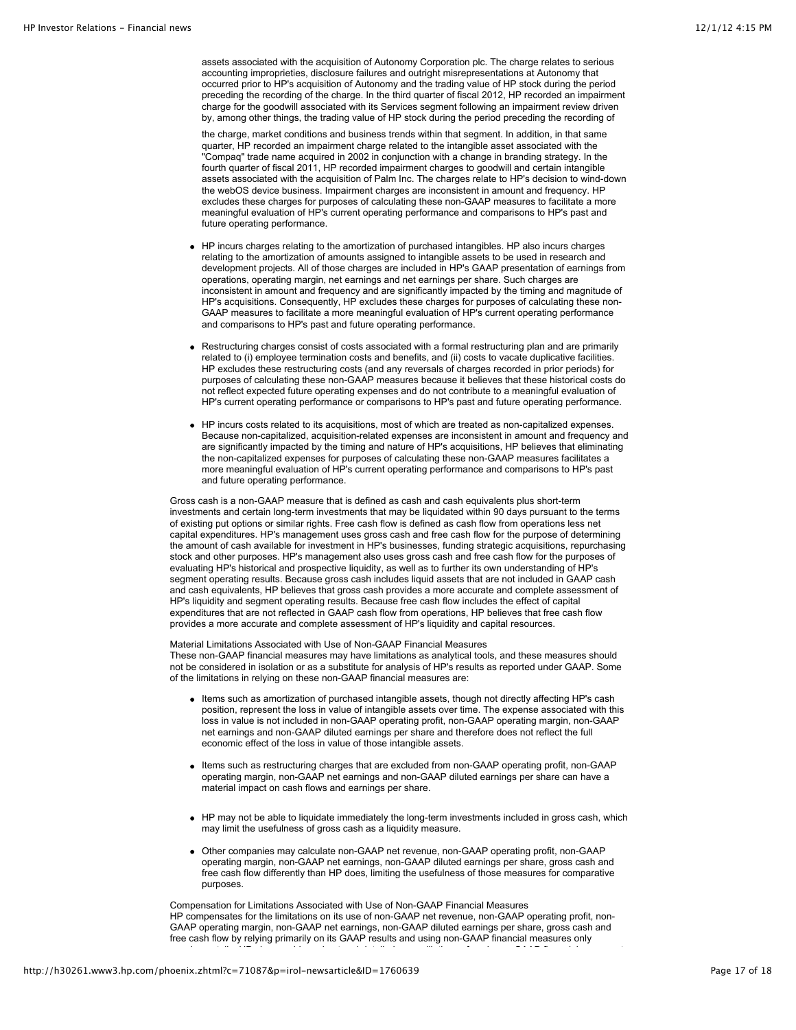assets associated with the acquisition of Autonomy Corporation plc. The charge relates to serious accounting improprieties, disclosure failures and outright misrepresentations at Autonomy that occurred prior to HP's acquisition of Autonomy and the trading value of HP stock during the period preceding the recording of the charge. In the third quarter of fiscal 2012, HP recorded an impairment charge for the goodwill associated with its Services segment following an impairment review driven by, among other things, the trading value of HP stock during the period preceding the recording of the charge, market conditions and business trends within that segment. In addition, in that same quarter, HP recorded an impairment charge related to the intangible asset associated with the "Compaq" trade name acquired in 2002 in conjunction with a change in branding strategy. In the fourth quarter of fiscal 2011, HP recorded impairment charges to goodwill and certain intangible assets associated with the acquisition of Palm Inc. The charges relate to HP's decision to wind-down the webOS device business. Impairment charges are inconsistent in amount and frequency. HP excludes these charges for purposes of calculating these non-GAAP measures to facilitate a more meaningful evaluation of HP's current operating performance and comparisons to HP's past and future operating performance.

- HP incurs charges relating to the amortization of purchased intangibles. HP also incurs charges relating to the amortization of amounts assigned to intangible assets to be used in research and development projects. All of those charges are included in HP's GAAP presentation of earnings from operations, operating margin, net earnings and net earnings per share. Such charges are inconsistent in amount and frequency and are significantly impacted by the timing and magnitude of HP's acquisitions. Consequently, HP excludes these charges for purposes of calculating these non-GAAP measures to facilitate a more meaningful evaluation of HP's current operating performance and comparisons to HP's past and future operating performance.

- Restructuring charges consist of costs associated with a formal restructuring plan and are primarily related to (i) employee termination costs and benefits, and (ii) costs to vacate duplicative facilities. HP excludes these restructuring costs (and any reversals of charges recorded in prior periods) for purposes of calculating these non-GAAP measures because it believes that these historical costs do not reflect expected future operating expenses and do not contribute to a meaningful evaluation of HP's current operating performance or comparisons to HP's past and future operating performance.

- HP incurs costs related to its acquisitions, most of which are treated as non-capitalized expenses. Because non-capitalized, acquisition-related expenses are inconsistent in amount and frequency and are significantly impacted by the timing and nature of HP's acquisitions, HP believes that eliminating the non-capitalized expenses for purposes of calculating these non-GAAP measures facilitates a more meaningful evaluation of HP's current operating performance and comparisons to HP's past and future operating performance.

Gross cash is a non-GAAP measure that is defined as cash and cash equivalents plus short-term investments and certain long-term investments that may be liquidated within 90 days pursuant to the terms of existing put options or similar rights. Free cash flow is defined as cash flow from operations less net capital expenditures. HP's management uses gross cash and free cash flow for the purpose of determining the amount of cash available for investment in HP's businesses, funding strategic acquisitions, repurchasing stock and other purposes. HP's management also uses gross cash and free cash flow for the purposes of evaluating HP's historical and prospective liquidity, as well as to further its own understanding of HP's segment operating results. Because gross cash includes liquid assets that are not included in GAAP cash and cash equivalents, HP believes that gross cash provides a more accurate and complete assessment of HP's liquidity and segment operating results. Because free cash flow includes the effect of capital expenditures that are not reflected in GAAP cash flow from operations, HP believes that free cash flow provides a more accurate and complete assessment of HP's liquidity and capital resources.

Material Limitations Associated with Use of Non-GAAP Financial Measures
These non-GAAP financial measures may have limitations as analytical tools, and these measures should not be considered in isolation or as a substitute for analysis of HP's results as reported under GAAP. Some of the limitations in relying on these non-GAAP financial measures are:

- Items such as amortization of purchased intangible assets, though not directly affecting HP's cash position, represent the loss in value of intangible assets over time. The expense associated with this loss in value is not included in non-GAAP operating profit, non-GAAP operating margin, non-GAAP net earnings and non-GAAP diluted earnings per share and therefore does not reflect the full economic effect of the loss in value of those intangible assets.

- Items such as restructuring charges that are excluded from non-GAAP operating profit, non-GAAP operating margin, non-GAAP net earnings and non-GAAP diluted earnings per share can have a material impact on cash flows and earnings per share.

- HP may not be able to liquidate immediately the long-term investments included in gross cash, which may limit the usefulness of gross cash as a liquidity measure.

- Other companies may calculate non-GAAP net revenue, non-GAAP operating profit, non-GAAP operating margin, non-GAAP net earnings, non-GAAP diluted earnings per share, gross cash and free cash flow differently than HP does, limiting the usefulness of those measures for comparative purposes.

Compensation for Limitations Associated with Use of Non-GAAP Financial Measures
HP compensates for the limitations on its use of non-GAAP net revenue, non-GAAP operating profit, non-GAAP operating margin, non-GAAP net earnings, non-GAAP diluted earnings per share, gross cash and free cash flow by relying primarily on its GAAP results and using non-GAAP financial measures only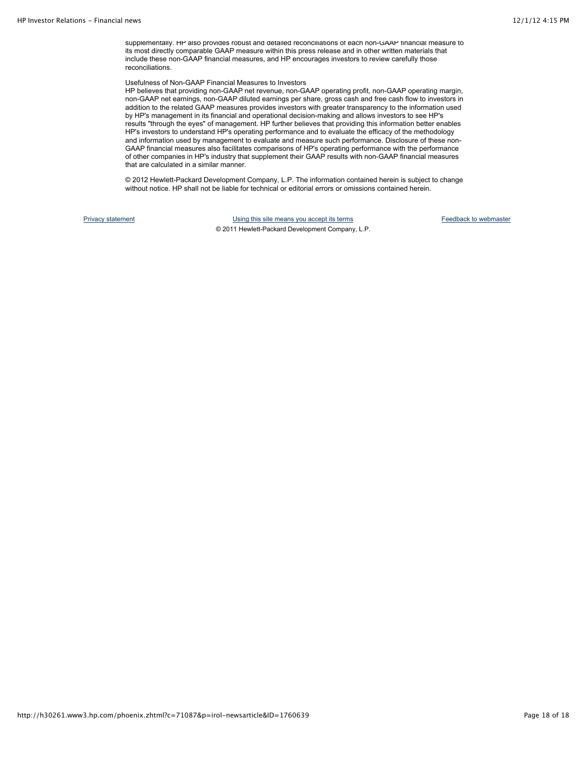supplementally. HP also provides robust and detailed reconciliations of each non-GAAP financial measure to its most directly comparable GAAP measure within this press release and in other written materials that include these non-GAAP financial measures, and HP encourages investors to review carefully those reconciliations.

Usefulness of Non-GAAP Financial Measures to Investors

HP believes that providing non-GAAP net revenue, non-GAAP operating profit, non-GAAP operating margin, non-GAAP net earnings, non-GAAP diluted earnings per share, gross cash and free cash flow to investors in addition to the related GAAP measures provides investors with greater transparency to the information used by HP's management in its financial and operational decision-making and allows investors to see HP's results "through the eyes" of management. HP further believes that providing this information better enables HP's investors to understand HP's operating performance and to evaluate the efficacy of the methodology and information used by management to evaluate and measure such performance. Disclosure of these non-GAAP financial measures also facilitates comparisons of HP's operating performance with the performance of other companies in HP's industry that supplement their GAAP results with non-GAAP financial measures that are calculated in a similar manner.

© 2012 Hewlett-Packard Development Company, L.P. The information contained herein is subject to change without notice. HP shall not be liable for technical or editorial errors or omissions contained herein.

Privacy statement | Using this site means you accept its terms | Feedback to webmaster

© 2011 Hewlett-Packard Development Company, L.P.